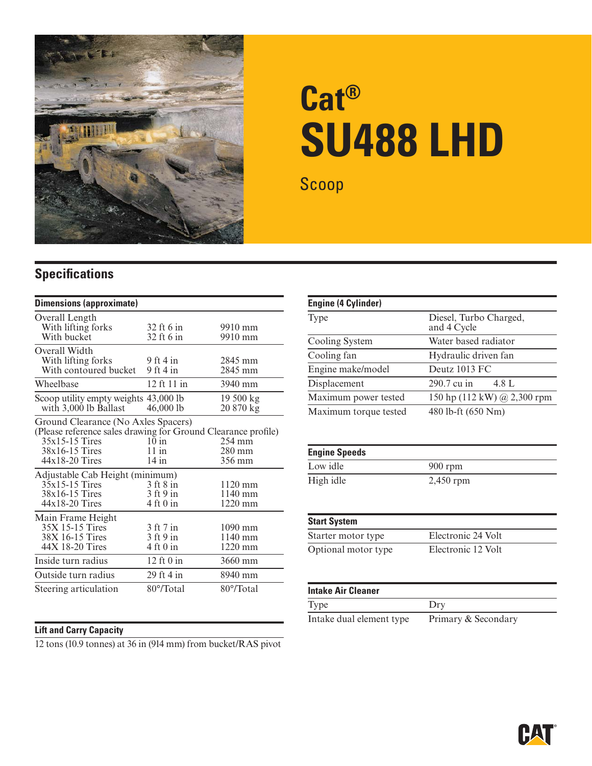# Cat® SU488 LHD

Scoop

## Specifications

### Dimensions (approximate)

| | | |
|---|---|---|
| **Overall Length** | | |
| With lifting forks | 32 ft 6 in | 9910 mm |
| With bucket | 32 ft 6 in | 9910 mm |
| **Overall Width** | | |
| With lifting forks | 9 ft 4 in | 2845 mm |
| With contoured bucket | 9 ft 4 in | 2845 mm |
| Wheelbase | 12 ft 11 in | 3940 mm |
| Scoop utility empty weights | 43,000 lb | 19 500 kg |
| with 3,000 lb Ballast | 46,000 lb | 20 870 kg |
| **Ground Clearance (No Axles Spacers)** (Please reference sales drawing for Ground Clearance profile) | | |
| 35x15-15 Tires | 10 in | 254 mm |
| 38x16-15 Tires | 11 in | 280 mm |
| 44x18-20 Tires | 14 in | 356 mm |
| **Adjustable Cab Height (minimum)** | | |
| 35x15-15 Tires | 3 ft 8 in | 1120 mm |
| 38x16-15 Tires | 3 ft 9 in | 1140 mm |
| 44x18-20 Tires | 4 ft 0 in | 1220 mm |
| **Main Frame Height** | | |
| 35X 15-15 Tires | 3 ft 7 in | 1090 mm |
| 38X 16-15 Tires | 3 ft 9 in | 1140 mm |
| 44X 18-20 Tires | 4 ft 0 in | 1220 mm |
| Inside turn radius | 12 ft 0 in | 3660 mm |
| Outside turn radius | 29 ft 4 in | 8940 mm |
| Steering articulation | 80°/Total | 80°/Total |

### Lift and Carry Capacity

12 tons (10.9 tonnes) at 36 in (914 mm) from bucket/RAS pivot

### Engine (4 Cylinder)

| | |
|---|---|
| Type | Diesel, Turbo Charged, and 4 Cycle |
| Cooling System | Water based radiator |
| Cooling fan | Hydraulic driven fan |
| Engine make/model | Deutz 1013 FC |
| Displacement | 290.7 cu in 4.8 L |
| Maximum power tested | 150 hp (112 kW) @ 2,300 rpm |
| Maximum torque tested | 480 lb-ft (650 Nm) |

### Engine Speeds

| | |
|---|---|
| Low idle | 900 rpm |
| High idle | 2,450 rpm |

### Start System

| | |
|---|---|
| Starter motor type | Electronic 24 Volt |
| Optional motor type | Electronic 12 Volt |

### Intake Air Cleaner

| | |
|---|---|
| Type | Dry |
| Intake dual element type | Primary & Secondary |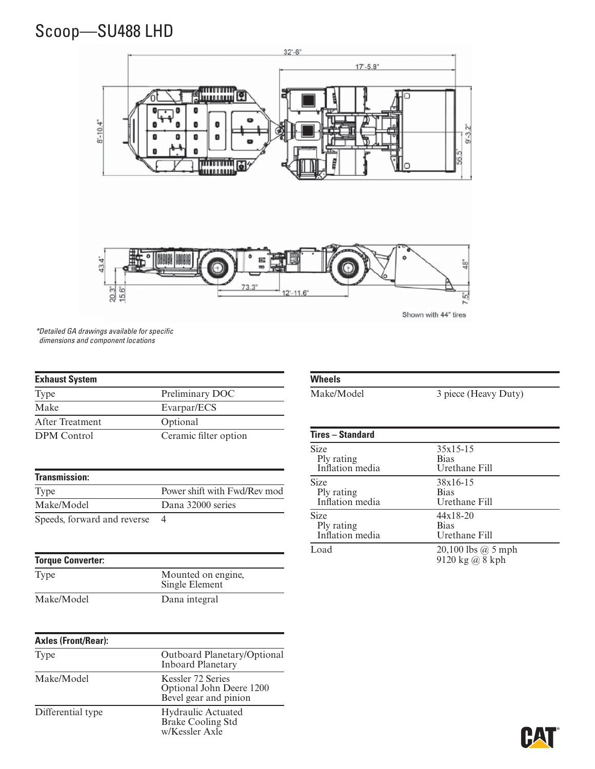# Scoop—SU488 LHD

*\*Detailed GA drawings available for specific dimensions and component locations*

| Exhaust System | |
|---|---|
| Type | Preliminary DOC |
| Make | Evarpar/ECS |
| After Treatment | Optional |
| DPM Control | Ceramic filter option |

| Transmission: | |
|---|---|
| Type | Power shift with Fwd/Rev mod |
| Make/Model | Dana 32000 series |
| Speeds, forward and reverse | 4 |

| Torque Converter: | |
|---|---|
| Type | Mounted on engine, Single Element |
| Make/Model | Dana integral |

| Axles (Front/Rear): | |
|---|---|
| Type | Outboard Planetary/Optional Inboard Planetary |
| Make/Model | Kessler 72 Series Optional John Deere 1200 Bevel gear and pinion |
| Differential type | Hydraulic Actuated Brake Cooling Std w/Kessler Axle |

| Wheels | |
|---|---|
| Make/Model | 3 piece (Heavy Duty) |

| Tires – Standard | |
|---|---|
| Size<br>Ply rating<br>Inflation media | 35x15-15<br>Bias<br>Urethane Fill |
| Size<br>Ply rating<br>Inflation media | 38x16-15<br>Bias<br>Urethane Fill |
| Size<br>Ply rating<br>Inflation media | 44x18-20<br>Bias<br>Urethane Fill |
| Load | 20,100 lbs @ 5 mph<br>9120 kg @ 8 kph |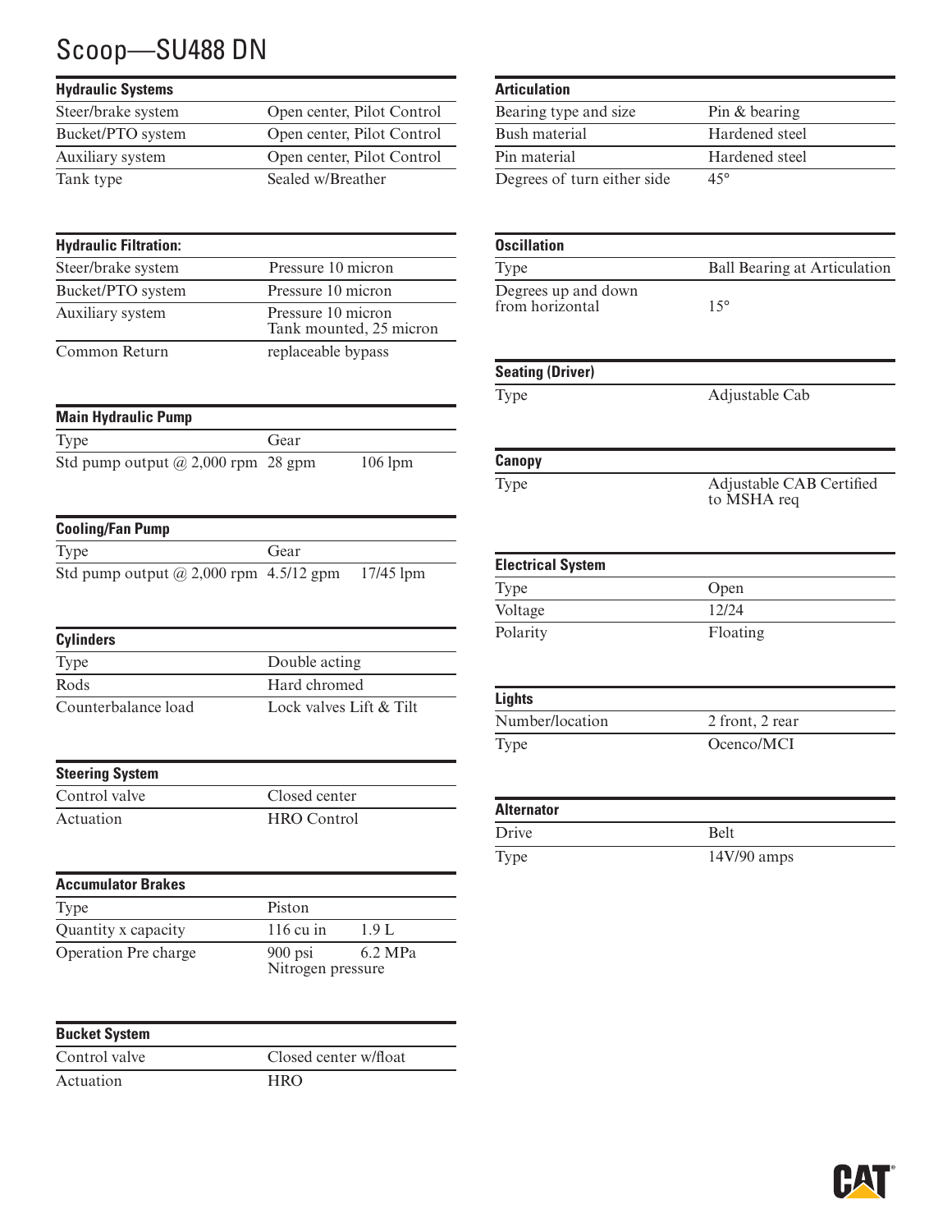# Scoop—SU488 DN

| Hydraulic Systems | |
|---|---|
| Steer/brake system | Open center, Pilot Control |
| Bucket/PTO system | Open center, Pilot Control |
| Auxiliary system | Open center, Pilot Control |
| Tank type | Sealed w/Breather |

| Hydraulic Filtration: | |
|---|---|
| Steer/brake system | Pressure 10 micron |
| Bucket/PTO system | Pressure 10 micron |
| Auxiliary system | Pressure 10 micron<br>Tank mounted, 25 micron |
| Common Return | replaceable bypass |

| Main Hydraulic Pump | | |
|---|---|---|
| Type | Gear | |
| Std pump output @ 2,000 rpm | 28 gpm | 106 lpm |

| Cooling/Fan Pump | | |
|---|---|---|
| Type | Gear | |
| Std pump output @ 2,000 rpm | 4.5/12 gpm | 17/45 lpm |

| Cylinders | |
|---|---|
| Type | Double acting |
| Rods | Hard chromed |
| Counterbalance load | Lock valves Lift & Tilt |

| Steering System | |
|---|---|
| Control valve | Closed center |
| Actuation | HRO Control |

| Accumulator Brakes | | |
|---|---|---|
| Type | Piston | |
| Quantity x capacity | 116 cu in | 1.9 L |
| Operation Pre charge | 900 psi<br>Nitrogen pressure | 6.2 MPa |

| Bucket System | |
|---|---|
| Control valve | Closed center w/float |
| Actuation | HRO |

| Articulation | |
|---|---|
| Bearing type and size | Pin & bearing |
| Bush material | Hardened steel |
| Pin material | Hardened steel |
| Degrees of turn either side | 45° |

| Oscillation | |
|---|---|
| Type | Ball Bearing at Articulation |
| Degrees up and down from horizontal | 15° |

| Seating (Driver) | |
|---|---|
| Type | Adjustable Cab |

| Canopy | |
|---|---|
| Type | Adjustable CAB Certified to MSHA req |

| Electrical System | |
|---|---|
| Type | Open |
| Voltage | 12/24 |
| Polarity | Floating |

| Lights | |
|---|---|
| Number/location | 2 front, 2 rear |
| Type | Ocenco/MCI |

| Alternator | |
|---|---|
| Drive | Belt |
| Type | 14V/90 amps |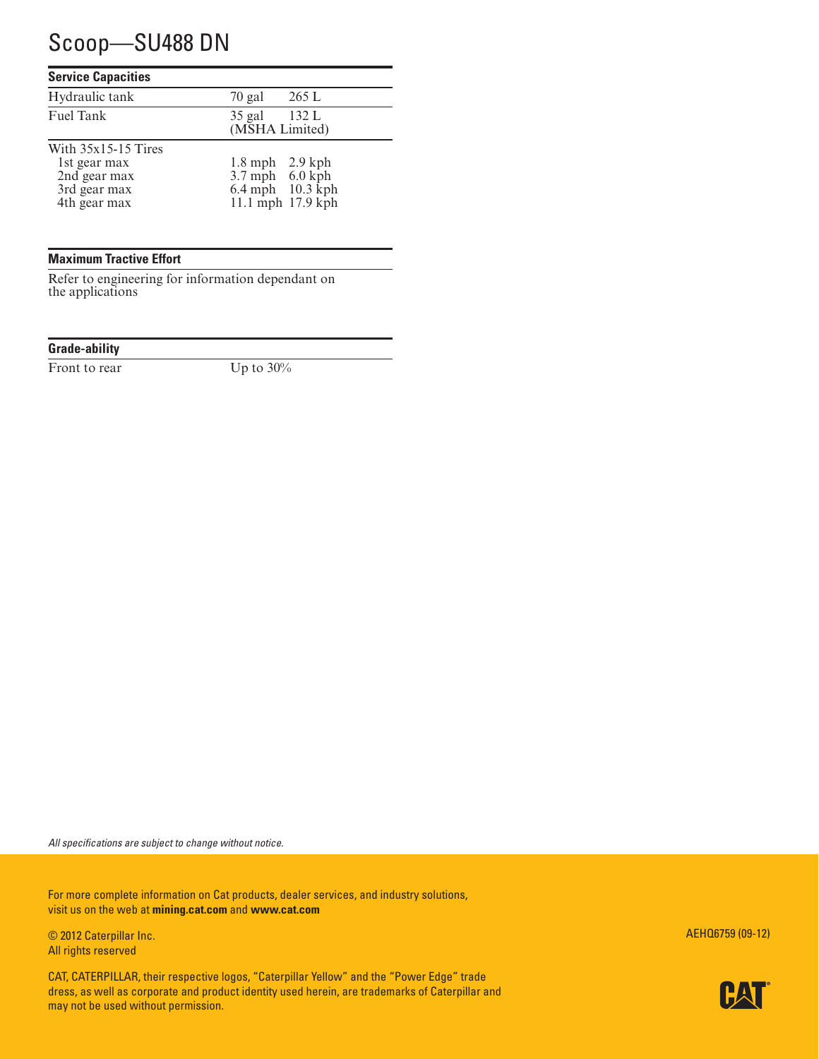# Scoop—SU488 DN

## Service Capacities

| | | |
|---|---|---|
| Hydraulic tank | 70 gal | 265 L |
| Fuel Tank | 35 gal (MSHA Limited) | 132 L |
| With 35x15-15 Tires | | |
| 1st gear max | 1.8 mph | 2.9 kph |
| 2nd gear max | 3.7 mph | 6.0 kph |
| 3rd gear max | 6.4 mph | 10.3 kph |
| 4th gear max | 11.1 mph | 17.9 kph |

## Maximum Tractive Effort

Refer to engineering for information dependant on the applications

## Grade-ability

| | |
|---|---|
| Front to rear | Up to 30% |

*All specifications are subject to change without notice.*

For more complete information on Cat products, dealer services, and industry solutions, visit us on the web at **mining.cat.com** and **www.cat.com**

© 2012 Caterpillar Inc.
All rights reserved

CAT, CATERPILLAR, their respective logos, "Caterpillar Yellow" and the "Power Edge" trade dress, as well as corporate and product identity used herein, are trademarks of Caterpillar and may not be used without permission.

AEHQ6759 (09-12)